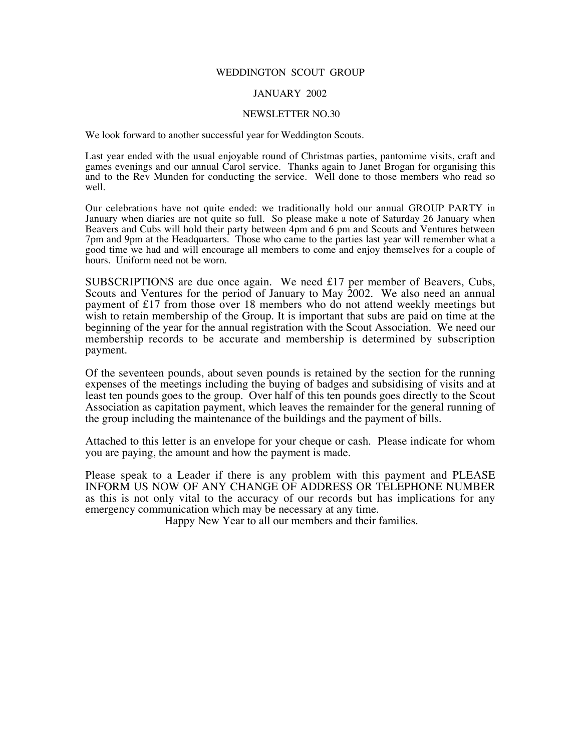# WEDDINGTON SCOUT GROUP

## JANUARY 2002

## NEWSLETTER NO.30

We look forward to another successful year for Weddington Scouts.

Last year ended with the usual enjoyable round of Christmas parties, pantomime visits, craft and games evenings and our annual Carol service. Thanks again to Janet Brogan for organising this and to the Rev Munden for conducting the service. Well done to those members who read so well.

Our celebrations have not quite ended: we traditionally hold our annual GROUP PARTY in January when diaries are not quite so full. So please make a note of Saturday 26 January when Beavers and Cubs will hold their party between 4pm and 6 pm and Scouts and Ventures between 7pm and 9pm at the Headquarters. Those who came to the parties last year will remember what a good time we had and will encourage all members to come and enjoy themselves for a couple of hours. Uniform need not be worn.

SUBSCRIPTIONS are due once again. We need £17 per member of Beavers, Cubs, Scouts and Ventures for the period of January to May 2002. We also need an annual payment of £17 from those over 18 members who do not attend weekly meetings but wish to retain membership of the Group. It is important that subs are paid on time at the beginning of the year for the annual registration with the Scout Association. We need our membership records to be accurate and membership is determined by subscription payment.

Of the seventeen pounds, about seven pounds is retained by the section for the running expenses of the meetings including the buying of badges and subsidising of visits and at least ten pounds goes to the group. Over half of this ten pounds goes directly to the Scout Association as capitation payment, which leaves the remainder for the general running of the group including the maintenance of the buildings and the payment of bills.

Attached to this letter is an envelope for your cheque or cash. Please indicate for whom you are paying, the amount and how the payment is made.

Please speak to a Leader if there is any problem with this payment and PLEASE INFORM US NOW OF ANY CHANGE OF ADDRESS OR TELEPHONE NUMBER as this is not only vital to the accuracy of our records but has implications for any emergency communication which may be necessary at any time.

Happy New Year to all our members and their families.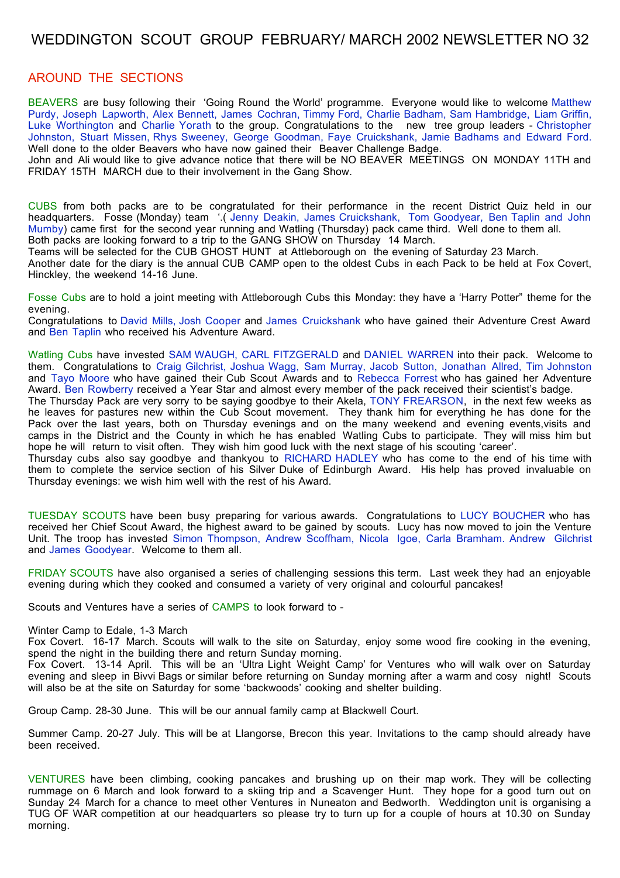# WEDDINGTON SCOUT GROUP FEBRUARY/ MARCH 2002 NEWSLETTER NO 32

## AROUND THE SECTIONS

BEAVERS are busy following their 'Going Round the World' programme. Everyone would like to welcome Matthew Purdy, Joseph Lapworth, Alex Bennett, James Cochran, Timmy Ford, Charlie Badham, Sam Hambridge, Liam Griffin, Luke Worthington and Charlie Yorath to the group. Congratulations to the new tree group leaders - Christopher Johnston, Stuart Missen, Rhys Sweeney, George Goodman, Faye Cruickshank, Jamie Badhams and Edward Ford. Well done to the older Beavers who have now gained their Beaver Challenge Badge.
John and Ali would like to give advance notice that there will be NO BEAVER MEETINGS ON MONDAY 11TH and FRIDAY 15TH MARCH due to their involvement in the Gang Show.

CUBS from both packs are to be congratulated for their performance in the recent District Quiz held in our headquarters. Fosse (Monday) team '.( Jenny Deakin, James Cruickshank, Tom Goodyear, Ben Taplin and John Mumby) came first for the second year running and Watling (Thursday) pack came third. Well done to them all.
Both packs are looking forward to a trip to the GANG SHOW on Thursday 14 March.
Teams will be selected for the CUB GHOST HUNT at Attleborough on the evening of Saturday 23 March.
Another date for the diary is the annual CUB CAMP open to the oldest Cubs in each Pack to be held at Fox Covert, Hinckley, the weekend 14-16 June.

Fosse Cubs are to hold a joint meeting with Attleborough Cubs this Monday: they have a 'Harry Potter" theme for the evening.
Congratulations to David Mills, Josh Cooper and James Cruickshank who have gained their Adventure Crest Award and Ben Taplin who received his Adventure Award.

Watling Cubs have invested SAM WAUGH, CARL FITZGERALD and DANIEL WARREN into their pack. Welcome to them. Congratulations to Craig Gilchrist, Joshua Wagg, Sam Murray, Jacob Sutton, Jonathan Allred, Tim Johnston and Tayo Moore who have gained their Cub Scout Awards and to Rebecca Forrest who has gained her Adventure Award. Ben Rowberry received a Year Star and almost every member of the pack received their scientist's badge.
The Thursday Pack are very sorry to be saying goodbye to their Akela, TONY FREARSON, in the next few weeks as he leaves for pastures new within the Cub Scout movement. They thank him for everything he has done for the Pack over the last years, both on Thursday evenings and on the many weekend and evening events,visits and camps in the District and the County in which he has enabled Watling Cubs to participate. They will miss him but hope he will return to visit often. They wish him good luck with the next stage of his scouting 'career'.
Thursday cubs also say goodbye and thankyou to RICHARD HADLEY who has come to the end of his time with them to complete the service section of his Silver Duke of Edinburgh Award. His help has proved invaluable on Thursday evenings: we wish him well with the rest of his Award.

TUESDAY SCOUTS have been busy preparing for various awards. Congratulations to LUCY BOUCHER who has received her Chief Scout Award, the highest award to be gained by scouts. Lucy has now moved to join the Venture Unit. The troop has invested Simon Thompson, Andrew Scoffham, Nicola Igoe, Carla Bramham. Andrew Gilchrist and James Goodyear. Welcome to them all.

FRIDAY SCOUTS have also organised a series of challenging sessions this term. Last week they had an enjoyable evening during which they cooked and consumed a variety of very original and colourful pancakes!

Scouts and Ventures have a series of CAMPS to look forward to -

Winter Camp to Edale, 1-3 March
Fox Covert. 16-17 March. Scouts will walk to the site on Saturday, enjoy some wood fire cooking in the evening, spend the night in the building there and return Sunday morning.
Fox Covert. 13-14 April. This will be an 'Ultra Light Weight Camp' for Ventures who will walk over on Saturday evening and sleep in Bivvi Bags or similar before returning on Sunday morning after a warm and cosy night! Scouts will also be at the site on Saturday for some 'backwoods' cooking and shelter building.

Group Camp. 28-30 June. This will be our annual family camp at Blackwell Court.

Summer Camp. 20-27 July. This will be at Llangorse, Brecon this year. Invitations to the camp should already have been received.

VENTURES have been climbing, cooking pancakes and brushing up on their map work. They will be collecting rummage on 6 March and look forward to a skiing trip and a Scavenger Hunt. They hope for a good turn out on Sunday 24 March for a chance to meet other Ventures in Nuneaton and Bedworth. Weddington unit is organising a TUG OF WAR competition at our headquarters so please try to turn up for a couple of hours at 10.30 on Sunday morning.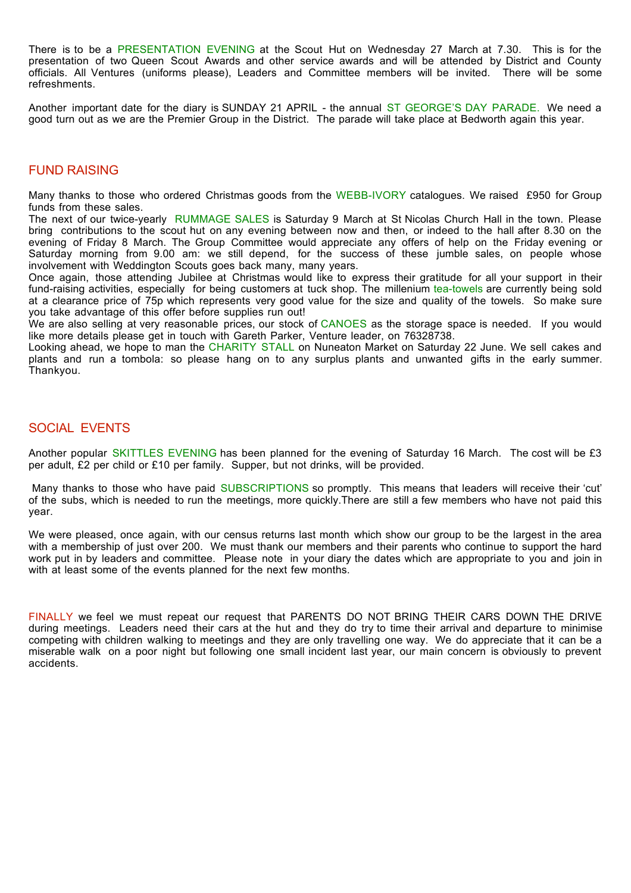There is to be a PRESENTATION EVENING at the Scout Hut on Wednesday 27 March at 7.30. This is for the presentation of two Queen Scout Awards and other service awards and will be attended by District and County officials. All Ventures (uniforms please), Leaders and Committee members will be invited. There will be some refreshments.

Another important date for the diary is SUNDAY 21 APRIL - the annual ST GEORGE'S DAY PARADE. We need a good turn out as we are the Premier Group in the District. The parade will take place at Bedworth again this year.

## FUND RAISING

Many thanks to those who ordered Christmas goods from the WEBB-IVORY catalogues. We raised £950 for Group funds from these sales.

The next of our twice-yearly RUMMAGE SALES is Saturday 9 March at St Nicolas Church Hall in the town. Please bring contributions to the scout hut on any evening between now and then, or indeed to the hall after 8.30 on the evening of Friday 8 March. The Group Committee would appreciate any offers of help on the Friday evening or Saturday morning from 9.00 am: we still depend, for the success of these jumble sales, on people whose involvement with Weddington Scouts goes back many, many years.

Once again, those attending Jubilee at Christmas would like to express their gratitude for all your support in their fund-raising activities, especially for being customers at tuck shop. The millenium tea-towels are currently being sold at a clearance price of 75p which represents very good value for the size and quality of the towels. So make sure you take advantage of this offer before supplies run out!

We are also selling at very reasonable prices, our stock of CANOES as the storage space is needed. If you would like more details please get in touch with Gareth Parker, Venture leader, on 76328738.

Looking ahead, we hope to man the CHARITY STALL on Nuneaton Market on Saturday 22 June. We sell cakes and plants and run a tombola: so please hang on to any surplus plants and unwanted gifts in the early summer. Thankyou.

## SOCIAL EVENTS

Another popular SKITTLES EVENING has been planned for the evening of Saturday 16 March. The cost will be £3 per adult, £2 per child or £10 per family. Supper, but not drinks, will be provided.

Many thanks to those who have paid SUBSCRIPTIONS so promptly. This means that leaders will receive their 'cut' of the subs, which is needed to run the meetings, more quickly.There are still a few members who have not paid this year.

We were pleased, once again, with our census returns last month which show our group to be the largest in the area with a membership of just over 200. We must thank our members and their parents who continue to support the hard work put in by leaders and committee. Please note in your diary the dates which are appropriate to you and join in with at least some of the events planned for the next few months.

FINALLY we feel we must repeat our request that PARENTS DO NOT BRING THEIR CARS DOWN THE DRIVE during meetings. Leaders need their cars at the hut and they do try to time their arrival and departure to minimise competing with children walking to meetings and they are only travelling one way. We do appreciate that it can be a miserable walk on a poor night but following one small incident last year, our main concern is obviously to prevent accidents.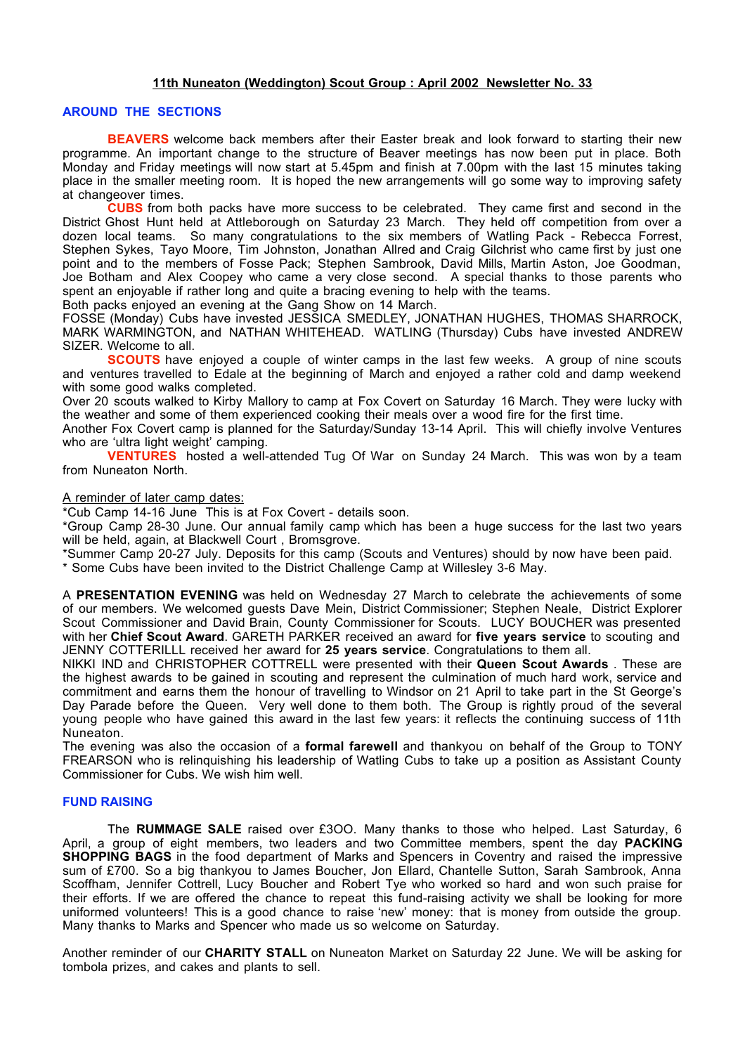## 11th Nuneaton (Weddington) Scout Group : April 2002 Newsletter No. 33

### AROUND THE SECTIONS

**BEAVERS** welcome back members after their Easter break and look forward to starting their new programme. An important change to the structure of Beaver meetings has now been put in place. Both Monday and Friday meetings will now start at 5.45pm and finish at 7.00pm with the last 15 minutes taking place in the smaller meeting room. It is hoped the new arrangements will go some way to improving safety at changeover times.

**CUBS** from both packs have more success to be celebrated. They came first and second in the District Ghost Hunt held at Attleborough on Saturday 23 March. They held off competition from over a dozen local teams. So many congratulations to the six members of Watling Pack - Rebecca Forrest, Stephen Sykes, Tayo Moore, Tim Johnston, Jonathan Allred and Craig Gilchrist who came first by just one point and to the members of Fosse Pack; Stephen Sambrook, David Mills, Martin Aston, Joe Goodman, Joe Botham and Alex Coopey who came a very close second. A special thanks to those parents who spent an enjoyable if rather long and quite a bracing evening to help with the teams.

Both packs enjoyed an evening at the Gang Show on 14 March.

FOSSE (Monday) Cubs have invested JESSICA SMEDLEY, JONATHAN HUGHES, THOMAS SHARROCK, MARK WARMINGTON, and NATHAN WHITEHEAD. WATLING (Thursday) Cubs have invested ANDREW SIZER. Welcome to all.

**SCOUTS** have enjoyed a couple of winter camps in the last few weeks. A group of nine scouts and ventures travelled to Edale at the beginning of March and enjoyed a rather cold and damp weekend with some good walks completed.

Over 20 scouts walked to Kirby Mallory to camp at Fox Covert on Saturday 16 March. They were lucky with the weather and some of them experienced cooking their meals over a wood fire for the first time.

Another Fox Covert camp is planned for the Saturday/Sunday 13-14 April. This will chiefly involve Ventures who are 'ultra light weight' camping.

**VENTURES** hosted a well-attended Tug Of War on Sunday 24 March. This was won by a team from Nuneaton North.

A reminder of later camp dates:

*Cub Camp 14-16 June This is at Fox Covert - details soon.

*Group Camp 28-30 June. Our annual family camp which has been a huge success for the last two years will be held, again, at Blackwell Court , Bromsgrove.

*Summer Camp 20-27 July. Deposits for this camp (Scouts and Ventures) should by now have been paid.

* Some Cubs have been invited to the District Challenge Camp at Willesley 3-6 May.

A **PRESENTATION EVENING** was held on Wednesday 27 March to celebrate the achievements of some of our members. We welcomed guests Dave Mein, District Commissioner; Stephen Neale, District Explorer Scout Commissioner and David Brain, County Commissioner for Scouts. LUCY BOUCHER was presented with her **Chief Scout Award**. GARETH PARKER received an award for **five years service** to scouting and JENNY COTTERILLL received her award for **25 years service**. Congratulations to them all.

NIKKI IND and CHRISTOPHER COTTRELL were presented with their **Queen Scout Awards** . These are the highest awards to be gained in scouting and represent the culmination of much hard work, service and commitment and earns them the honour of travelling to Windsor on 21 April to take part in the St George's Day Parade before the Queen. Very well done to them both. The Group is rightly proud of the several young people who have gained this award in the last few years: it reflects the continuing success of 11th Nuneaton.

The evening was also the occasion of a **formal farewell** and thankyou on behalf of the Group to TONY FREARSON who is relinquishing his leadership of Watling Cubs to take up a position as Assistant County Commissioner for Cubs. We wish him well.

### FUND RAISING

The **RUMMAGE SALE** raised over £3OO. Many thanks to those who helped. Last Saturday, 6 April, a group of eight members, two leaders and two Committee members, spent the day **PACKING SHOPPING BAGS** in the food department of Marks and Spencers in Coventry and raised the impressive sum of £700. So a big thankyou to James Boucher, Jon Ellard, Chantelle Sutton, Sarah Sambrook, Anna Scoffham, Jennifer Cottrell, Lucy Boucher and Robert Tye who worked so hard and won such praise for their efforts. If we are offered the chance to repeat this fund-raising activity we shall be looking for more uniformed volunteers! This is a good chance to raise 'new' money: that is money from outside the group. Many thanks to Marks and Spencer who made us so welcome on Saturday.

Another reminder of our **CHARITY STALL** on Nuneaton Market on Saturday 22 June. We will be asking for tombola prizes, and cakes and plants to sell.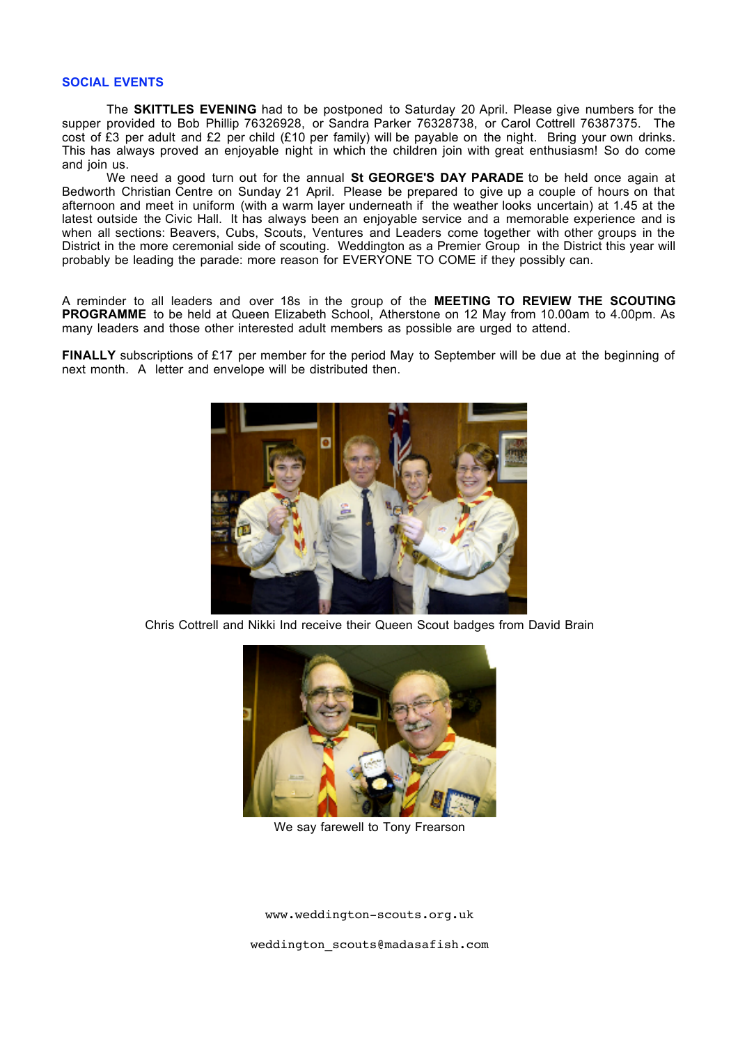## SOCIAL EVENTS

The **SKITTLES EVENING** had to be postponed to Saturday 20 April. Please give numbers for the supper provided to Bob Phillip 76326928, or Sandra Parker 76328738, or Carol Cottrell 76387375. The cost of £3 per adult and £2 per child (£10 per family) will be payable on the night. Bring your own drinks. This has always proved an enjoyable night in which the children join with great enthusiasm! So do come and join us.

We need a good turn out for the annual **St GEORGE'S DAY PARADE** to be held once again at Bedworth Christian Centre on Sunday 21 April. Please be prepared to give up a couple of hours on that afternoon and meet in uniform (with a warm layer underneath if the weather looks uncertain) at 1.45 at the latest outside the Civic Hall. It has always been an enjoyable service and a memorable experience and is when all sections: Beavers, Cubs, Scouts, Ventures and Leaders come together with other groups in the District in the more ceremonial side of scouting. Weddington as a Premier Group in the District this year will probably be leading the parade: more reason for EVERYONE TO COME if they possibly can.

A reminder to all leaders and over 18s in the group of the **MEETING TO REVIEW THE SCOUTING PROGRAMME** to be held at Queen Elizabeth School, Atherstone on 12 May from 10.00am to 4.00pm. As many leaders and those other interested adult members as possible are urged to attend.

**FINALLY** subscriptions of £17 per member for the period May to September will be due at the beginning of next month. A letter and envelope will be distributed then.

Chris Cottrell and Nikki Ind receive their Queen Scout badges from David Brain

We say farewell to Tony Frearson

www.weddington-scouts.org.uk

weddington_scouts@madasafish.com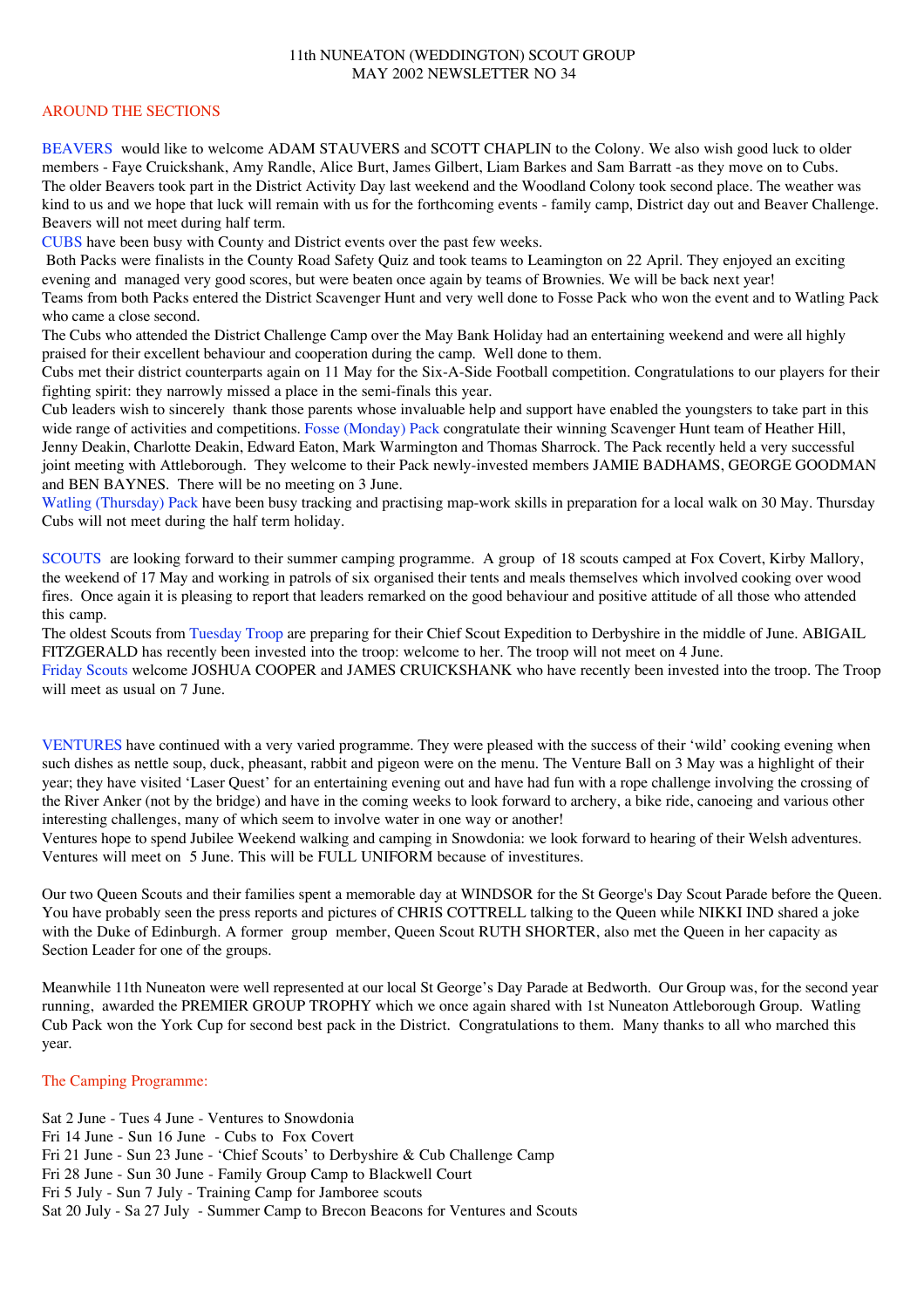11th NUNEATON (WEDDINGTON) SCOUT GROUP
MAY 2002 NEWSLETTER NO 34

## AROUND THE SECTIONS

BEAVERS would like to welcome ADAM STAUVERS and SCOTT CHAPLIN to the Colony. We also wish good luck to older members - Faye Cruickshank, Amy Randle, Alice Burt, James Gilbert, Liam Barkes and Sam Barratt -as they move on to Cubs. The older Beavers took part in the District Activity Day last weekend and the Woodland Colony took second place. The weather was kind to us and we hope that luck will remain with us for the forthcoming events - family camp, District day out and Beaver Challenge. Beavers will not meet during half term.

CUBS have been busy with County and District events over the past few weeks.

Both Packs were finalists in the County Road Safety Quiz and took teams to Leamington on 22 April. They enjoyed an exciting evening and managed very good scores, but were beaten once again by teams of Brownies. We will be back next year!

Teams from both Packs entered the District Scavenger Hunt and very well done to Fosse Pack who won the event and to Watling Pack who came a close second.

The Cubs who attended the District Challenge Camp over the May Bank Holiday had an entertaining weekend and were all highly praised for their excellent behaviour and cooperation during the camp. Well done to them.

Cubs met their district counterparts again on 11 May for the Six-A-Side Football competition. Congratulations to our players for their fighting spirit: they narrowly missed a place in the semi-finals this year.

Cub leaders wish to sincerely thank those parents whose invaluable help and support have enabled the youngsters to take part in this wide range of activities and competitions. Fosse (Monday) Pack congratulate their winning Scavenger Hunt team of Heather Hill, Jenny Deakin, Charlotte Deakin, Edward Eaton, Mark Warmington and Thomas Sharrock. The Pack recently held a very successful joint meeting with Attleborough. They welcome to their Pack newly-invested members JAMIE BADHAMS, GEORGE GOODMAN and BEN BAYNES. There will be no meeting on 3 June.

Watling (Thursday) Pack have been busy tracking and practising map-work skills in preparation for a local walk on 30 May. Thursday Cubs will not meet during the half term holiday.

SCOUTS are looking forward to their summer camping programme. A group of 18 scouts camped at Fox Covert, Kirby Mallory, the weekend of 17 May and working in patrols of six organised their tents and meals themselves which involved cooking over wood fires. Once again it is pleasing to report that leaders remarked on the good behaviour and positive attitude of all those who attended this camp.

The oldest Scouts from Tuesday Troop are preparing for their Chief Scout Expedition to Derbyshire in the middle of June. ABIGAIL FITZGERALD has recently been invested into the troop: welcome to her. The troop will not meet on 4 June.

Friday Scouts welcome JOSHUA COOPER and JAMES CRUICKSHANK who have recently been invested into the troop. The Troop will meet as usual on 7 June.

VENTURES have continued with a very varied programme. They were pleased with the success of their 'wild' cooking evening when such dishes as nettle soup, duck, pheasant, rabbit and pigeon were on the menu. The Venture Ball on 3 May was a highlight of their year; they have visited 'Laser Quest' for an entertaining evening out and have had fun with a rope challenge involving the crossing of the River Anker (not by the bridge) and have in the coming weeks to look forward to archery, a bike ride, canoeing and various other interesting challenges, many of which seem to involve water in one way or another!

Ventures hope to spend Jubilee Weekend walking and camping in Snowdonia: we look forward to hearing of their Welsh adventures. Ventures will meet on 5 June. This will be FULL UNIFORM because of investitures.

Our two Queen Scouts and their families spent a memorable day at WINDSOR for the St George's Day Scout Parade before the Queen. You have probably seen the press reports and pictures of CHRIS COTTRELL talking to the Queen while NIKKI IND shared a joke with the Duke of Edinburgh. A former group member, Queen Scout RUTH SHORTER, also met the Queen in her capacity as Section Leader for one of the groups.

Meanwhile 11th Nuneaton were well represented at our local St George's Day Parade at Bedworth. Our Group was, for the second year running, awarded the PREMIER GROUP TROPHY which we once again shared with 1st Nuneaton Attleborough Group. Watling Cub Pack won the York Cup for second best pack in the District. Congratulations to them. Many thanks to all who marched this year.

## The Camping Programme:

Sat 2 June - Tues 4 June - Ventures to Snowdonia
Fri 14 June - Sun 16 June - Cubs to Fox Covert
Fri 21 June - Sun 23 June - 'Chief Scouts' to Derbyshire & Cub Challenge Camp
Fri 28 June - Sun 30 June - Family Group Camp to Blackwell Court
Fri 5 July - Sun 7 July - Training Camp for Jamboree scouts
Sat 20 July - Sa 27 July - Summer Camp to Brecon Beacons for Ventures and Scouts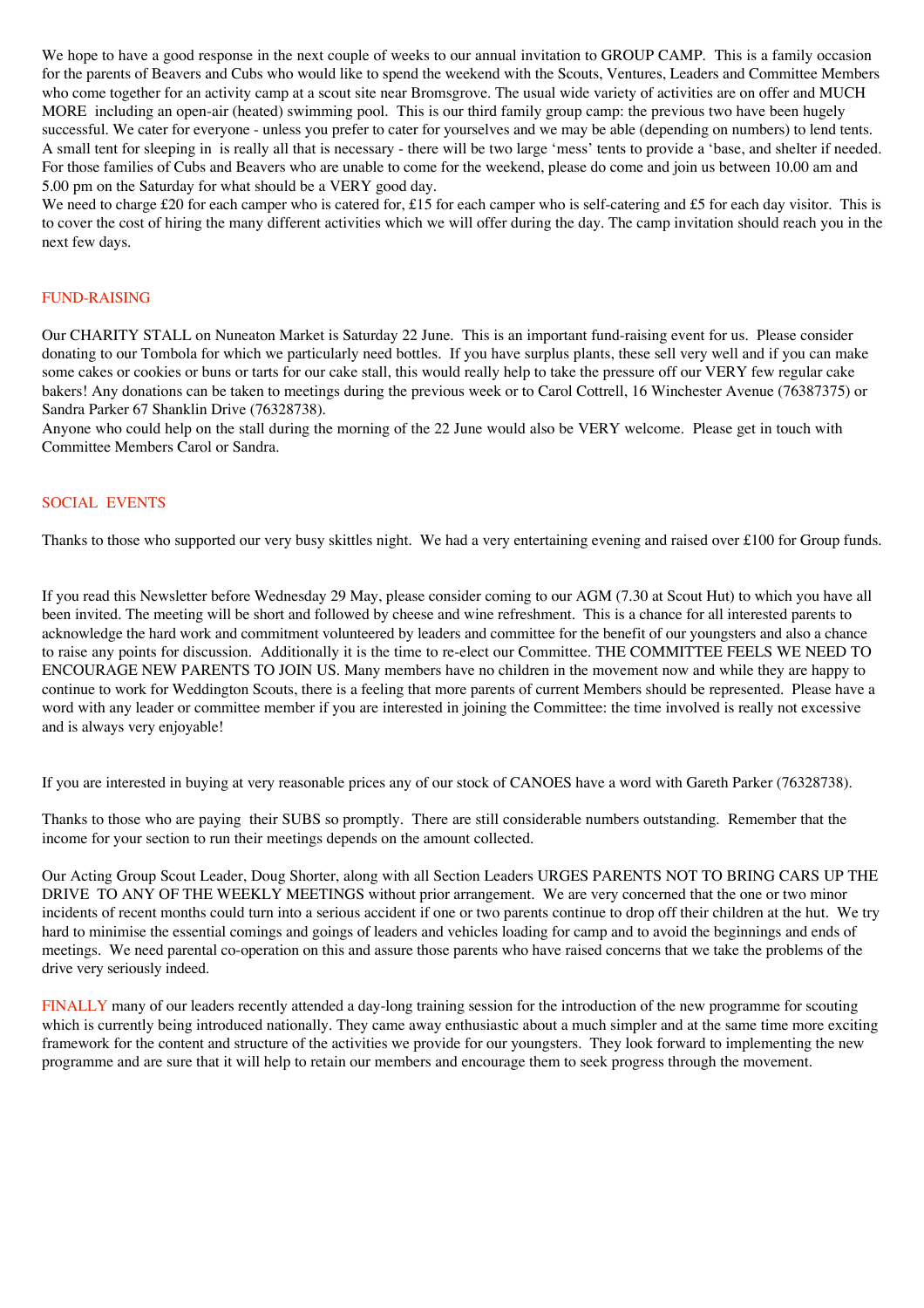We hope to have a good response in the next couple of weeks to our annual invitation to GROUP CAMP. This is a family occasion for the parents of Beavers and Cubs who would like to spend the weekend with the Scouts, Ventures, Leaders and Committee Members who come together for an activity camp at a scout site near Bromsgrove. The usual wide variety of activities are on offer and MUCH MORE including an open-air (heated) swimming pool. This is our third family group camp: the previous two have been hugely successful. We cater for everyone - unless you prefer to cater for yourselves and we may be able (depending on numbers) to lend tents. A small tent for sleeping in is really all that is necessary - there will be two large 'mess' tents to provide a 'base, and shelter if needed. For those families of Cubs and Beavers who are unable to come for the weekend, please do come and join us between 10.00 am and 5.00 pm on the Saturday for what should be a VERY good day.
We need to charge £20 for each camper who is catered for, £15 for each camper who is self-catering and £5 for each day visitor. This is to cover the cost of hiring the many different activities which we will offer during the day. The camp invitation should reach you in the next few days.

## FUND-RAISING

Our CHARITY STALL on Nuneaton Market is Saturday 22 June. This is an important fund-raising event for us. Please consider donating to our Tombola for which we particularly need bottles. If you have surplus plants, these sell very well and if you can make some cakes or cookies or buns or tarts for our cake stall, this would really help to take the pressure off our VERY few regular cake bakers! Any donations can be taken to meetings during the previous week or to Carol Cottrell, 16 Winchester Avenue (76387375) or Sandra Parker 67 Shanklin Drive (76328738).
Anyone who could help on the stall during the morning of the 22 June would also be VERY welcome. Please get in touch with Committee Members Carol or Sandra.

## SOCIAL EVENTS

Thanks to those who supported our very busy skittles night. We had a very entertaining evening and raised over £100 for Group funds.

If you read this Newsletter before Wednesday 29 May, please consider coming to our AGM (7.30 at Scout Hut) to which you have all been invited. The meeting will be short and followed by cheese and wine refreshment. This is a chance for all interested parents to acknowledge the hard work and commitment volunteered by leaders and committee for the benefit of our youngsters and also a chance to raise any points for discussion. Additionally it is the time to re-elect our Committee. THE COMMITTEE FEELS WE NEED TO ENCOURAGE NEW PARENTS TO JOIN US. Many members have no children in the movement now and while they are happy to continue to work for Weddington Scouts, there is a feeling that more parents of current Members should be represented. Please have a word with any leader or committee member if you are interested in joining the Committee: the time involved is really not excessive and is always very enjoyable!

If you are interested in buying at very reasonable prices any of our stock of CANOES have a word with Gareth Parker (76328738).

Thanks to those who are paying their SUBS so promptly. There are still considerable numbers outstanding. Remember that the income for your section to run their meetings depends on the amount collected.

Our Acting Group Scout Leader, Doug Shorter, along with all Section Leaders URGES PARENTS NOT TO BRING CARS UP THE DRIVE TO ANY OF THE WEEKLY MEETINGS without prior arrangement. We are very concerned that the one or two minor incidents of recent months could turn into a serious accident if one or two parents continue to drop off their children at the hut. We try hard to minimise the essential comings and goings of leaders and vehicles loading for camp and to avoid the beginnings and ends of meetings. We need parental co-operation on this and assure those parents who have raised concerns that we take the problems of the drive very seriously indeed.

FINALLY many of our leaders recently attended a day-long training session for the introduction of the new programme for scouting which is currently being introduced nationally. They came away enthusiastic about a much simpler and at the same time more exciting framework for the content and structure of the activities we provide for our youngsters. They look forward to implementing the new programme and are sure that it will help to retain our members and encourage them to seek progress through the movement.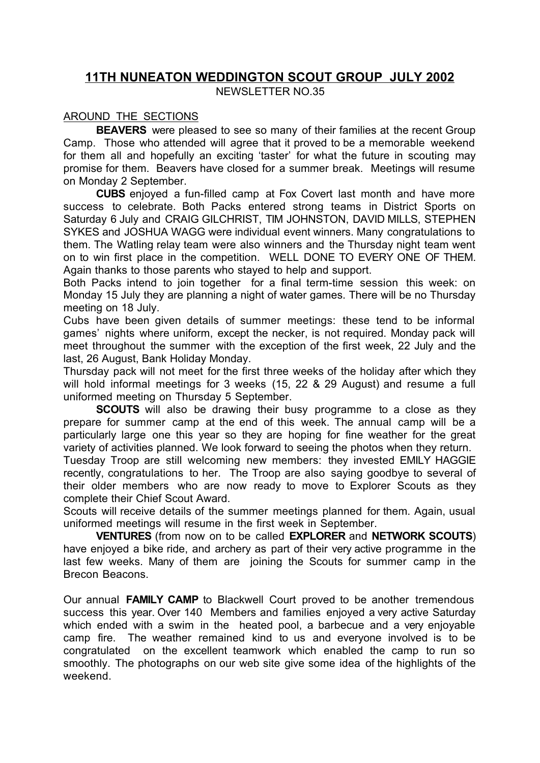# 11TH NUNEATON WEDDINGTON SCOUT GROUP JULY 2002

NEWSLETTER NO.35

## AROUND THE SECTIONS

**BEAVERS** were pleased to see so many of their families at the recent Group Camp. Those who attended will agree that it proved to be a memorable weekend for them all and hopefully an exciting 'taster' for what the future in scouting may promise for them. Beavers have closed for a summer break. Meetings will resume on Monday 2 September.

**CUBS** enjoyed a fun-filled camp at Fox Covert last month and have more success to celebrate. Both Packs entered strong teams in District Sports on Saturday 6 July and CRAIG GILCHRIST, TIM JOHNSTON, DAVID MILLS, STEPHEN SYKES and JOSHUA WAGG were individual event winners. Many congratulations to them. The Watling relay team were also winners and the Thursday night team went on to win first place in the competition. WELL DONE TO EVERY ONE OF THEM. Again thanks to those parents who stayed to help and support.

Both Packs intend to join together for a final term-time session this week: on Monday 15 July they are planning a night of water games. There will be no Thursday meeting on 18 July.

Cubs have been given details of summer meetings: these tend to be informal games' nights where uniform, except the necker, is not required. Monday pack will meet throughout the summer with the exception of the first week, 22 July and the last, 26 August, Bank Holiday Monday.

Thursday pack will not meet for the first three weeks of the holiday after which they will hold informal meetings for 3 weeks (15, 22 & 29 August) and resume a full uniformed meeting on Thursday 5 September.

**SCOUTS** will also be drawing their busy programme to a close as they prepare for summer camp at the end of this week. The annual camp will be a particularly large one this year so they are hoping for fine weather for the great variety of activities planned. We look forward to seeing the photos when they return.

Tuesday Troop are still welcoming new members: they invested EMILY HAGGIE recently, congratulations to her. The Troop are also saying goodbye to several of their older members who are now ready to move to Explorer Scouts as they complete their Chief Scout Award.

Scouts will receive details of the summer meetings planned for them. Again, usual uniformed meetings will resume in the first week in September.

**VENTURES** (from now on to be called **EXPLORER** and **NETWORK SCOUTS**) have enjoyed a bike ride, and archery as part of their very active programme in the last few weeks. Many of them are joining the Scouts for summer camp in the Brecon Beacons.

Our annual **FAMILY CAMP** to Blackwell Court proved to be another tremendous success this year. Over 140 Members and families enjoyed a very active Saturday which ended with a swim in the heated pool, a barbecue and a very enjoyable camp fire. The weather remained kind to us and everyone involved is to be congratulated on the excellent teamwork which enabled the camp to run so smoothly. The photographs on our web site give some idea of the highlights of the weekend.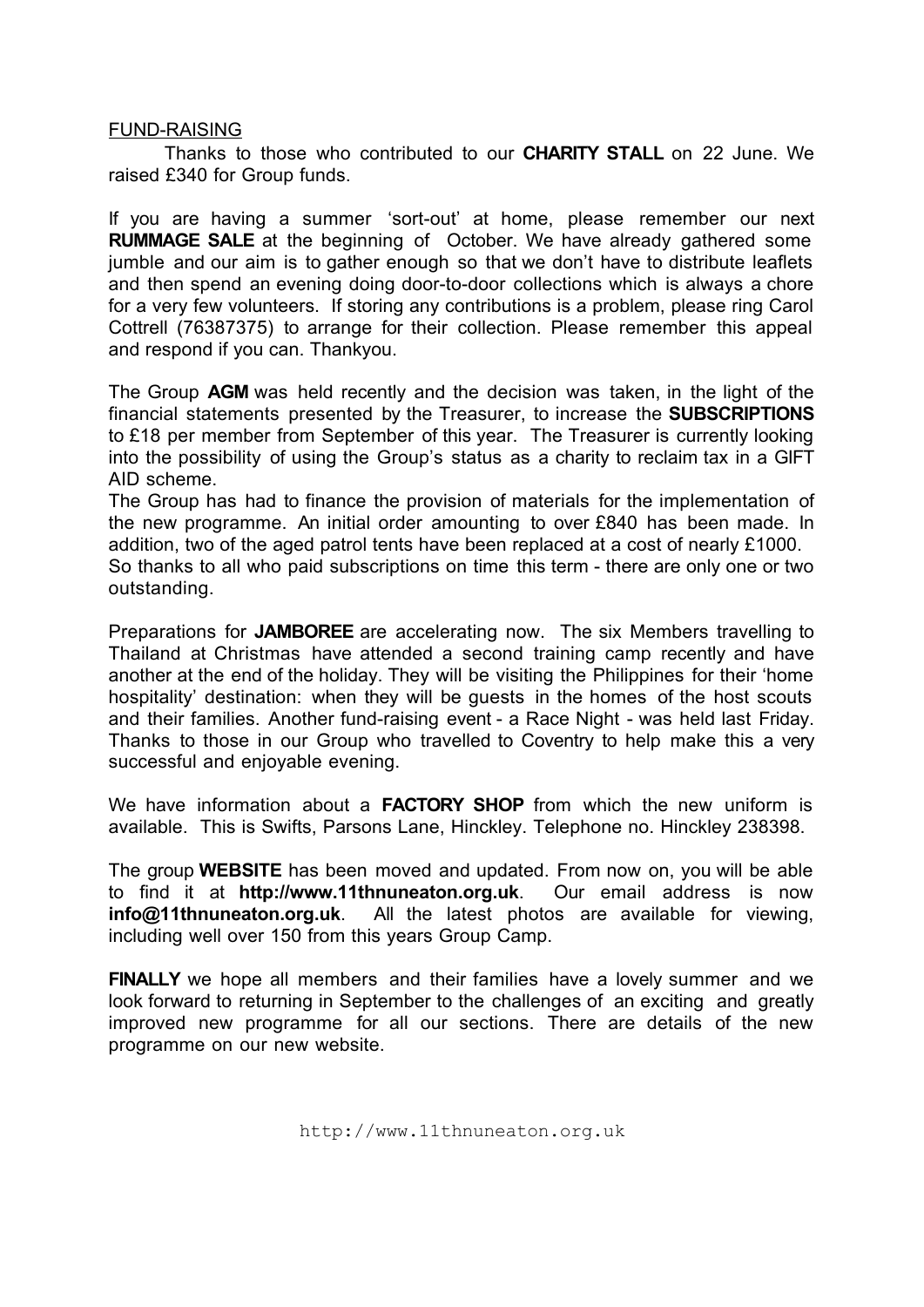## FUND-RAISING

Thanks to those who contributed to our **CHARITY STALL** on 22 June. We raised £340 for Group funds.

If you are having a summer 'sort-out' at home, please remember our next **RUMMAGE SALE** at the beginning of October. We have already gathered some jumble and our aim is to gather enough so that we don't have to distribute leaflets and then spend an evening doing door-to-door collections which is always a chore for a very few volunteers. If storing any contributions is a problem, please ring Carol Cottrell (76387375) to arrange for their collection. Please remember this appeal and respond if you can. Thankyou.

The Group **AGM** was held recently and the decision was taken, in the light of the financial statements presented by the Treasurer, to increase the **SUBSCRIPTIONS** to £18 per member from September of this year. The Treasurer is currently looking into the possibility of using the Group's status as a charity to reclaim tax in a GIFT AID scheme.

The Group has had to finance the provision of materials for the implementation of the new programme. An initial order amounting to over £840 has been made. In addition, two of the aged patrol tents have been replaced at a cost of nearly £1000.

So thanks to all who paid subscriptions on time this term - there are only one or two outstanding.

Preparations for **JAMBOREE** are accelerating now. The six Members travelling to Thailand at Christmas have attended a second training camp recently and have another at the end of the holiday. They will be visiting the Philippines for their 'home hospitality' destination: when they will be guests in the homes of the host scouts and their families. Another fund-raising event - a Race Night - was held last Friday. Thanks to those in our Group who travelled to Coventry to help make this a very successful and enjoyable evening.

We have information about a **FACTORY SHOP** from which the new uniform is available. This is Swifts, Parsons Lane, Hinckley. Telephone no. Hinckley 238398.

The group **WEBSITE** has been moved and updated. From now on, you will be able to find it at **http://www.11thnuneaton.org.uk**. Our email address is now **info@11thnuneaton.org.uk**. All the latest photos are available for viewing, including well over 150 from this years Group Camp.

**FINALLY** we hope all members and their families have a lovely summer and we look forward to returning in September to the challenges of an exciting and greatly improved new programme for all our sections. There are details of the new programme on our new website.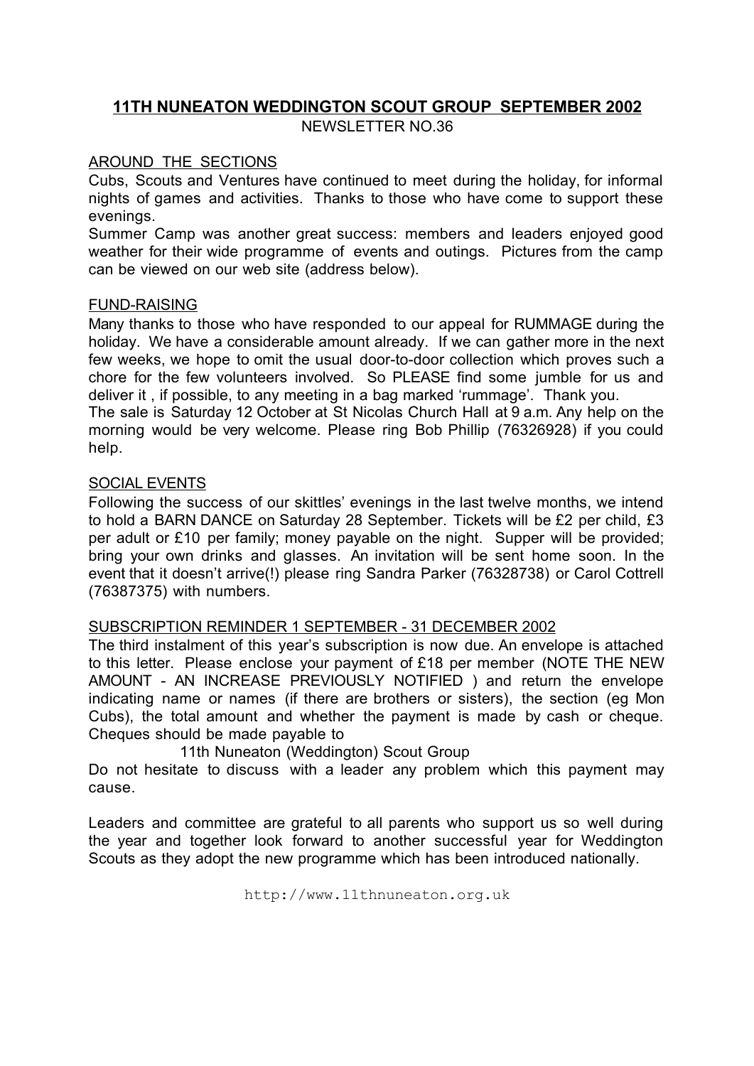# 11TH NUNEATON WEDDINGTON SCOUT GROUP SEPTEMBER 2002

NEWSLETTER NO.36

## AROUND THE SECTIONS

Cubs, Scouts and Ventures have continued to meet during the holiday, for informal nights of games and activities. Thanks to those who have come to support these evenings.

Summer Camp was another great success: members and leaders enjoyed good weather for their wide programme of events and outings. Pictures from the camp can be viewed on our web site (address below).

## FUND-RAISING

Many thanks to those who have responded to our appeal for RUMMAGE during the holiday. We have a considerable amount already. If we can gather more in the next few weeks, we hope to omit the usual door-to-door collection which proves such a chore for the few volunteers involved. So PLEASE find some jumble for us and deliver it , if possible, to any meeting in a bag marked 'rummage'. Thank you.

The sale is Saturday 12 October at St Nicolas Church Hall at 9 a.m. Any help on the morning would be very welcome. Please ring Bob Phillip (76326928) if you could help.

## SOCIAL EVENTS

Following the success of our skittles' evenings in the last twelve months, we intend to hold a BARN DANCE on Saturday 28 September. Tickets will be £2 per child, £3 per adult or £10 per family; money payable on the night. Supper will be provided; bring your own drinks and glasses. An invitation will be sent home soon. In the event that it doesn't arrive(!) please ring Sandra Parker (76328738) or Carol Cottrell (76387375) with numbers.

## SUBSCRIPTION REMINDER 1 SEPTEMBER - 31 DECEMBER 2002

The third instalment of this year's subscription is now due. An envelope is attached to this letter. Please enclose your payment of £18 per member (NOTE THE NEW AMOUNT - AN INCREASE PREVIOUSLY NOTIFIED ) and return the envelope indicating name or names (if there are brothers or sisters), the section (eg Mon Cubs), the total amount and whether the payment is made by cash or cheque. Cheques should be made payable to

11th Nuneaton (Weddington) Scout Group

Do not hesitate to discuss with a leader any problem which this payment may cause.

Leaders and committee are grateful to all parents who support us so well during the year and together look forward to another successful year for Weddington Scouts as they adopt the new programme which has been introduced nationally.

http://www.11thnuneaton.org.uk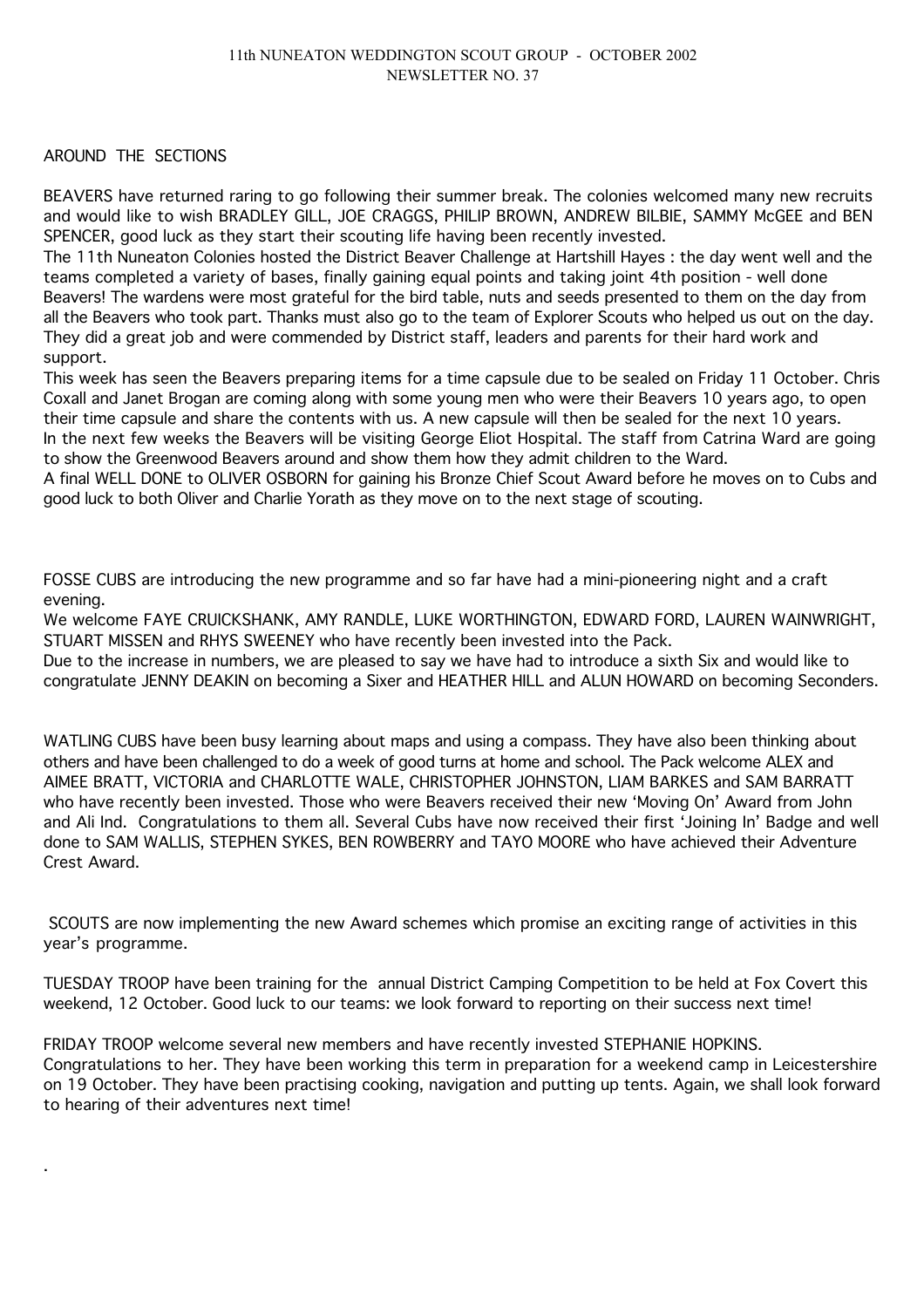11th NUNEATON WEDDINGTON SCOUT GROUP - OCTOBER 2002
NEWSLETTER NO. 37

## AROUND THE SECTIONS

BEAVERS have returned raring to go following their summer break. The colonies welcomed many new recruits and would like to wish BRADLEY GILL, JOE CRAGGS, PHILIP BROWN, ANDREW BILBIE, SAMMY McGEE and BEN SPENCER, good luck as they start their scouting life having been recently invested.

The 11th Nuneaton Colonies hosted the District Beaver Challenge at Hartshill Hayes : the day went well and the teams completed a variety of bases, finally gaining equal points and taking joint 4th position - well done Beavers! The wardens were most grateful for the bird table, nuts and seeds presented to them on the day from all the Beavers who took part. Thanks must also go to the team of Explorer Scouts who helped us out on the day. They did a great job and were commended by District staff, leaders and parents for their hard work and support.

This week has seen the Beavers preparing items for a time capsule due to be sealed on Friday 11 October. Chris Coxall and Janet Brogan are coming along with some young men who were their Beavers 10 years ago, to open their time capsule and share the contents with us. A new capsule will then be sealed for the next 10 years.

In the next few weeks the Beavers will be visiting George Eliot Hospital. The staff from Catrina Ward are going to show the Greenwood Beavers around and show them how they admit children to the Ward.

A final WELL DONE to OLIVER OSBORN for gaining his Bronze Chief Scout Award before he moves on to Cubs and good luck to both Oliver and Charlie Yorath as they move on to the next stage of scouting.

FOSSE CUBS are introducing the new programme and so far have had a mini-pioneering night and a craft evening.

We welcome FAYE CRUICKSHANK, AMY RANDLE, LUKE WORTHINGTON, EDWARD FORD, LAUREN WAINWRIGHT, STUART MISSEN and RHYS SWEENEY who have recently been invested into the Pack.

Due to the increase in numbers, we are pleased to say we have had to introduce a sixth Six and would like to congratulate JENNY DEAKIN on becoming a Sixer and HEATHER HILL and ALUN HOWARD on becoming Seconders.

WATLING CUBS have been busy learning about maps and using a compass. They have also been thinking about others and have been challenged to do a week of good turns at home and school. The Pack welcome ALEX and AIMEE BRATT, VICTORIA and CHARLOTTE WALE, CHRISTOPHER JOHNSTON, LIAM BARKES and SAM BARRATT who have recently been invested. Those who were Beavers received their new 'Moving On' Award from John and Ali Ind. Congratulations to them all. Several Cubs have now received their first 'Joining In' Badge and well done to SAM WALLIS, STEPHEN SYKES, BEN ROWBERRY and TAYO MOORE who have achieved their Adventure Crest Award.

SCOUTS are now implementing the new Award schemes which promise an exciting range of activities in this year's programme.

TUESDAY TROOP have been training for the annual District Camping Competition to be held at Fox Covert this weekend, 12 October. Good luck to our teams: we look forward to reporting on their success next time!

FRIDAY TROOP welcome several new members and have recently invested STEPHANIE HOPKINS. Congratulations to her. They have been working this term in preparation for a weekend camp in Leicestershire on 19 October. They have been practising cooking, navigation and putting up tents. Again, we shall look forward to hearing of their adventures next time!

.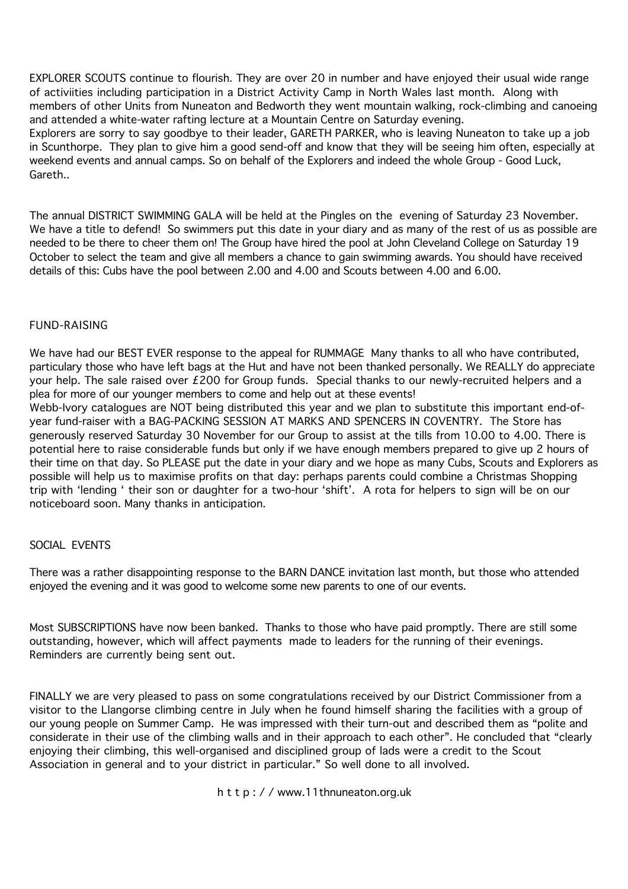EXPLORER SCOUTS continue to flourish. They are over 20 in number and have enjoyed their usual wide range of activiities including participation in a District Activity Camp in North Wales last month. Along with members of other Units from Nuneaton and Bedworth they went mountain walking, rock-climbing and canoeing and attended a white-water rafting lecture at a Mountain Centre on Saturday evening.
Explorers are sorry to say goodbye to their leader, GARETH PARKER, who is leaving Nuneaton to take up a job in Scunthorpe. They plan to give him a good send-off and know that they will be seeing him often, especially at weekend events and annual camps. So on behalf of the Explorers and indeed the whole Group - Good Luck, Gareth..

The annual DISTRICT SWIMMING GALA will be held at the Pingles on the evening of Saturday 23 November. We have a title to defend! So swimmers put this date in your diary and as many of the rest of us as possible are needed to be there to cheer them on! The Group have hired the pool at John Cleveland College on Saturday 19 October to select the team and give all members a chance to gain swimming awards. You should have received details of this: Cubs have the pool between 2.00 and 4.00 and Scouts between 4.00 and 6.00.

FUND-RAISING

We have had our BEST EVER response to the appeal for RUMMAGE Many thanks to all who have contributed, particulary those who have left bags at the Hut and have not been thanked personally. We REALLY do appreciate your help. The sale raised over £200 for Group funds. Special thanks to our newly-recruited helpers and a plea for more of our younger members to come and help out at these events!
Webb-Ivory catalogues are NOT being distributed this year and we plan to substitute this important end-of-year fund-raiser with a BAG-PACKING SESSION AT MARKS AND SPENCERS IN COVENTRY. The Store has generously reserved Saturday 30 November for our Group to assist at the tills from 10.00 to 4.00. There is potential here to raise considerable funds but only if we have enough members prepared to give up 2 hours of their time on that day. So PLEASE put the date in your diary and we hope as many Cubs, Scouts and Explorers as possible will help us to maximise profits on that day: perhaps parents could combine a Christmas Shopping trip with 'lending ' their son or daughter for a two-hour 'shift'. A rota for helpers to sign will be on our noticeboard soon. Many thanks in anticipation.

SOCIAL EVENTS

There was a rather disappointing response to the BARN DANCE invitation last month, but those who attended enjoyed the evening and it was good to welcome some new parents to one of our events.

Most SUBSCRIPTIONS have now been banked. Thanks to those who have paid promptly. There are still some outstanding, however, which will affect payments made to leaders for the running of their evenings. Reminders are currently being sent out.

FINALLY we are very pleased to pass on some congratulations received by our District Commissioner from a visitor to the Llangorse climbing centre in July when he found himself sharing the facilities with a group of our young people on Summer Camp. He was impressed with their turn-out and described them as "polite and considerate in their use of the climbing walls and in their approach to each other". He concluded that "clearly enjoying their climbing, this well-organised and disciplined group of lads were a credit to the Scout Association in general and to your district in particular." So well done to all involved.

h t t p : / / www.11thnuneaton.org.uk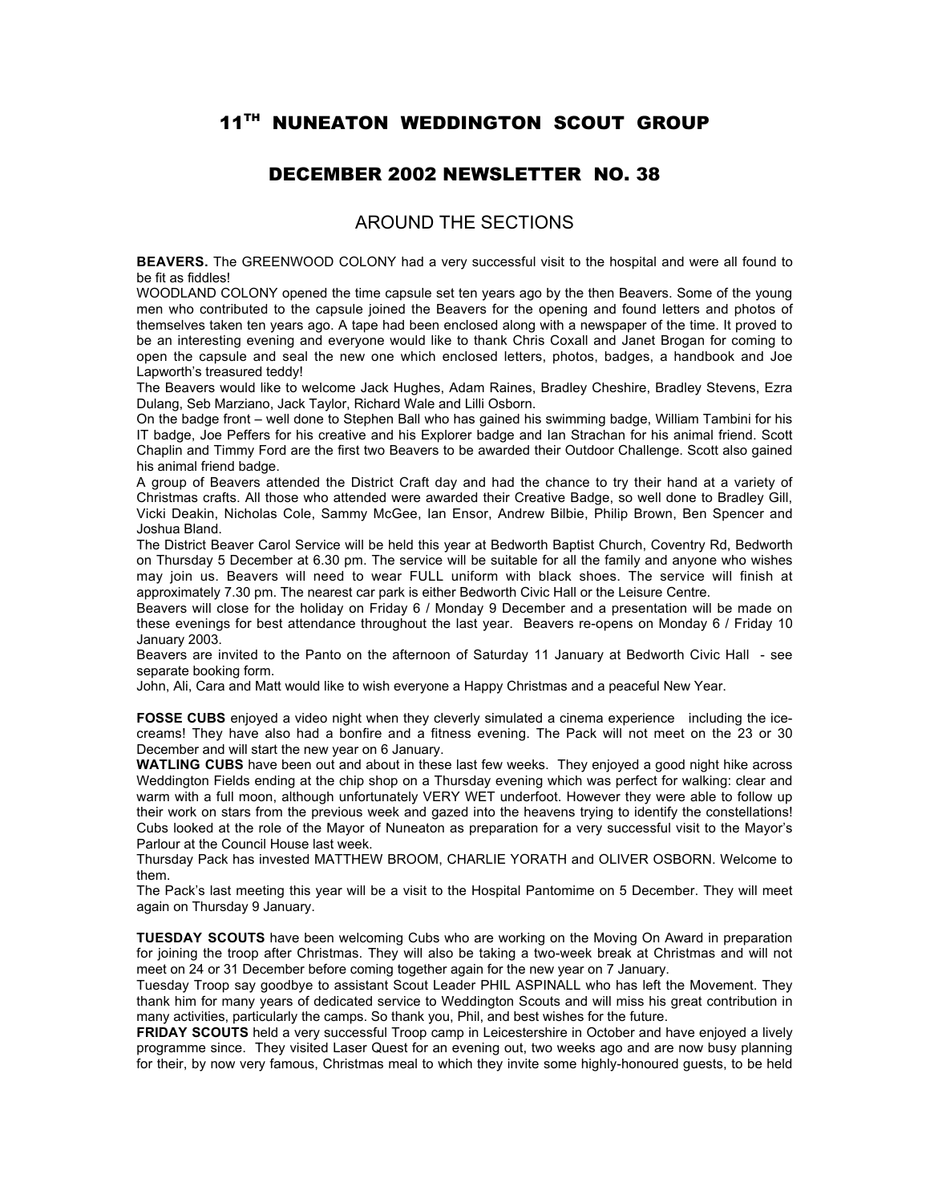# 11[TH] NUNEATON WEDDINGTON SCOUT GROUP

## DECEMBER 2002 NEWSLETTER NO. 38

### AROUND THE SECTIONS

**BEAVERS.** The GREENWOOD COLONY had a very successful visit to the hospital and were all found to be fit as fiddles!

WOODLAND COLONY opened the time capsule set ten years ago by the then Beavers. Some of the young men who contributed to the capsule joined the Beavers for the opening and found letters and photos of themselves taken ten years ago. A tape had been enclosed along with a newspaper of the time. It proved to be an interesting evening and everyone would like to thank Chris Coxall and Janet Brogan for coming to open the capsule and seal the new one which enclosed letters, photos, badges, a handbook and Joe Lapworth's treasured teddy!

The Beavers would like to welcome Jack Hughes, Adam Raines, Bradley Cheshire, Bradley Stevens, Ezra Dulang, Seb Marziano, Jack Taylor, Richard Wale and Lilli Osborn.

On the badge front – well done to Stephen Ball who has gained his swimming badge, William Tambini for his IT badge, Joe Peffers for his creative and his Explorer badge and Ian Strachan for his animal friend. Scott Chaplin and Timmy Ford are the first two Beavers to be awarded their Outdoor Challenge. Scott also gained his animal friend badge.

A group of Beavers attended the District Craft day and had the chance to try their hand at a variety of Christmas crafts. All those who attended were awarded their Creative Badge, so well done to Bradley Gill, Vicki Deakin, Nicholas Cole, Sammy McGee, Ian Ensor, Andrew Bilbie, Philip Brown, Ben Spencer and Joshua Bland.

The District Beaver Carol Service will be held this year at Bedworth Baptist Church, Coventry Rd, Bedworth on Thursday 5 December at 6.30 pm. The service will be suitable for all the family and anyone who wishes may join us. Beavers will need to wear FULL uniform with black shoes. The service will finish at approximately 7.30 pm. The nearest car park is either Bedworth Civic Hall or the Leisure Centre.

Beavers will close for the holiday on Friday 6 / Monday 9 December and a presentation will be made on these evenings for best attendance throughout the last year. Beavers re-opens on Monday 6 / Friday 10 January 2003.

Beavers are invited to the Panto on the afternoon of Saturday 11 January at Bedworth Civic Hall - see separate booking form.

John, Ali, Cara and Matt would like to wish everyone a Happy Christmas and a peaceful New Year.

**FOSSE CUBS** enjoyed a video night when they cleverly simulated a cinema experience including the ice-creams! They have also had a bonfire and a fitness evening. The Pack will not meet on the 23 or 30 December and will start the new year on 6 January.

**WATLING CUBS** have been out and about in these last few weeks. They enjoyed a good night hike across Weddington Fields ending at the chip shop on a Thursday evening which was perfect for walking: clear and warm with a full moon, although unfortunately VERY WET underfoot. However they were able to follow up their work on stars from the previous week and gazed into the heavens trying to identify the constellations! Cubs looked at the role of the Mayor of Nuneaton as preparation for a very successful visit to the Mayor's Parlour at the Council House last week.

Thursday Pack has invested MATTHEW BROOM, CHARLIE YORATH and OLIVER OSBORN. Welcome to them.

The Pack's last meeting this year will be a visit to the Hospital Pantomime on 5 December. They will meet again on Thursday 9 January.

**TUESDAY SCOUTS** have been welcoming Cubs who are working on the Moving On Award in preparation for joining the troop after Christmas. They will also be taking a two-week break at Christmas and will not meet on 24 or 31 December before coming together again for the new year on 7 January.

Tuesday Troop say goodbye to assistant Scout Leader PHIL ASPINALL who has left the Movement. They thank him for many years of dedicated service to Weddington Scouts and will miss his great contribution in many activities, particularly the camps. So thank you, Phil, and best wishes for the future.

**FRIDAY SCOUTS** held a very successful Troop camp in Leicestershire in October and have enjoyed a lively programme since. They visited Laser Quest for an evening out, two weeks ago and are now busy planning for their, by now very famous, Christmas meal to which they invite some highly-honoured guests, to be held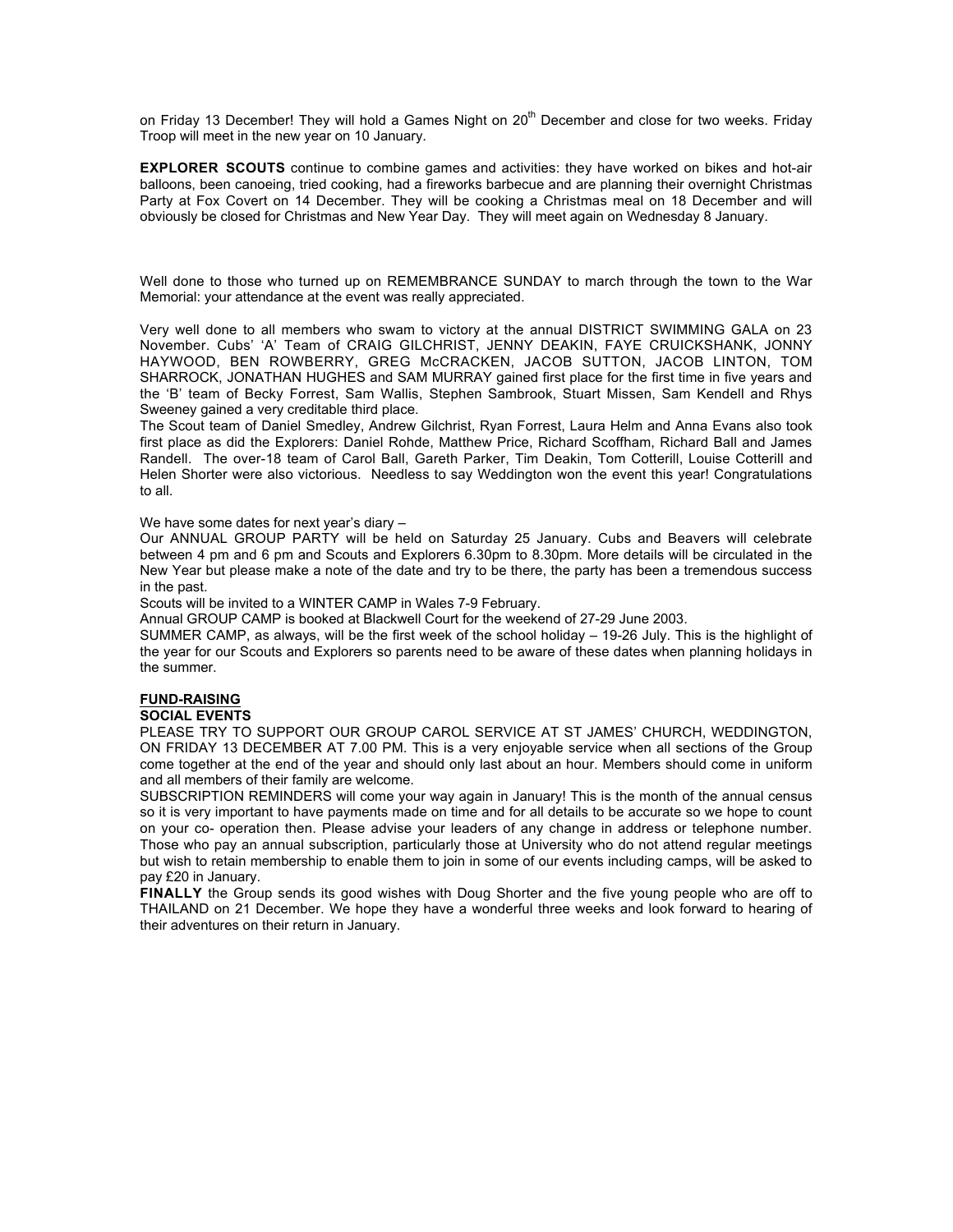on Friday 13 December! They will hold a Games Night on 20th December and close for two weeks. Friday Troop will meet in the new year on 10 January.

**EXPLORER SCOUTS** continue to combine games and activities: they have worked on bikes and hot-air balloons, been canoeing, tried cooking, had a fireworks barbecue and are planning their overnight Christmas Party at Fox Covert on 14 December. They will be cooking a Christmas meal on 18 December and will obviously be closed for Christmas and New Year Day. They will meet again on Wednesday 8 January.

Well done to those who turned up on REMEMBRANCE SUNDAY to march through the town to the War Memorial: your attendance at the event was really appreciated.

Very well done to all members who swam to victory at the annual DISTRICT SWIMMING GALA on 23 November. Cubs' 'A' Team of CRAIG GILCHRIST, JENNY DEAKIN, FAYE CRUICKSHANK, JONNY HAYWOOD, BEN ROWBERRY, GREG McCRACKEN, JACOB SUTTON, JACOB LINTON, TOM SHARROCK, JONATHAN HUGHES and SAM MURRAY gained first place for the first time in five years and the 'B' team of Becky Forrest, Sam Wallis, Stephen Sambrook, Stuart Missen, Sam Kendell and Rhys Sweeney gained a very creditable third place.
The Scout team of Daniel Smedley, Andrew Gilchrist, Ryan Forrest, Laura Helm and Anna Evans also took first place as did the Explorers: Daniel Rohde, Matthew Price, Richard Scoffham, Richard Ball and James Randell. The over-18 team of Carol Ball, Gareth Parker, Tim Deakin, Tom Cotterill, Louise Cotterill and Helen Shorter were also victorious. Needless to say Weddington won the event this year! Congratulations to all.

We have some dates for next year's diary –
Our ANNUAL GROUP PARTY will be held on Saturday 25 January. Cubs and Beavers will celebrate between 4 pm and 6 pm and Scouts and Explorers 6.30pm to 8.30pm. More details will be circulated in the New Year but please make a note of the date and try to be there, the party has been a tremendous success in the past.
Scouts will be invited to a WINTER CAMP in Wales 7-9 February.
Annual GROUP CAMP is booked at Blackwell Court for the weekend of 27-29 June 2003.
SUMMER CAMP, as always, will be the first week of the school holiday – 19-26 July. This is the highlight of the year for our Scouts and Explorers so parents need to be aware of these dates when planning holidays in the summer.

**FUND-RAISING**
**SOCIAL EVENTS**
PLEASE TRY TO SUPPORT OUR GROUP CAROL SERVICE AT ST JAMES' CHURCH, WEDDINGTON, ON FRIDAY 13 DECEMBER AT 7.00 PM. This is a very enjoyable service when all sections of the Group come together at the end of the year and should only last about an hour. Members should come in uniform and all members of their family are welcome.
SUBSCRIPTION REMINDERS will come your way again in January! This is the month of the annual census so it is very important to have payments made on time and for all details to be accurate so we hope to count on your co- operation then. Please advise your leaders of any change in address or telephone number. Those who pay an annual subscription, particularly those at University who do not attend regular meetings but wish to retain membership to enable them to join in some of our events including camps, will be asked to pay £20 in January.
**FINALLY** the Group sends its good wishes with Doug Shorter and the five young people who are off to THAILAND on 21 December. We hope they have a wonderful three weeks and look forward to hearing of their adventures on their return in January.